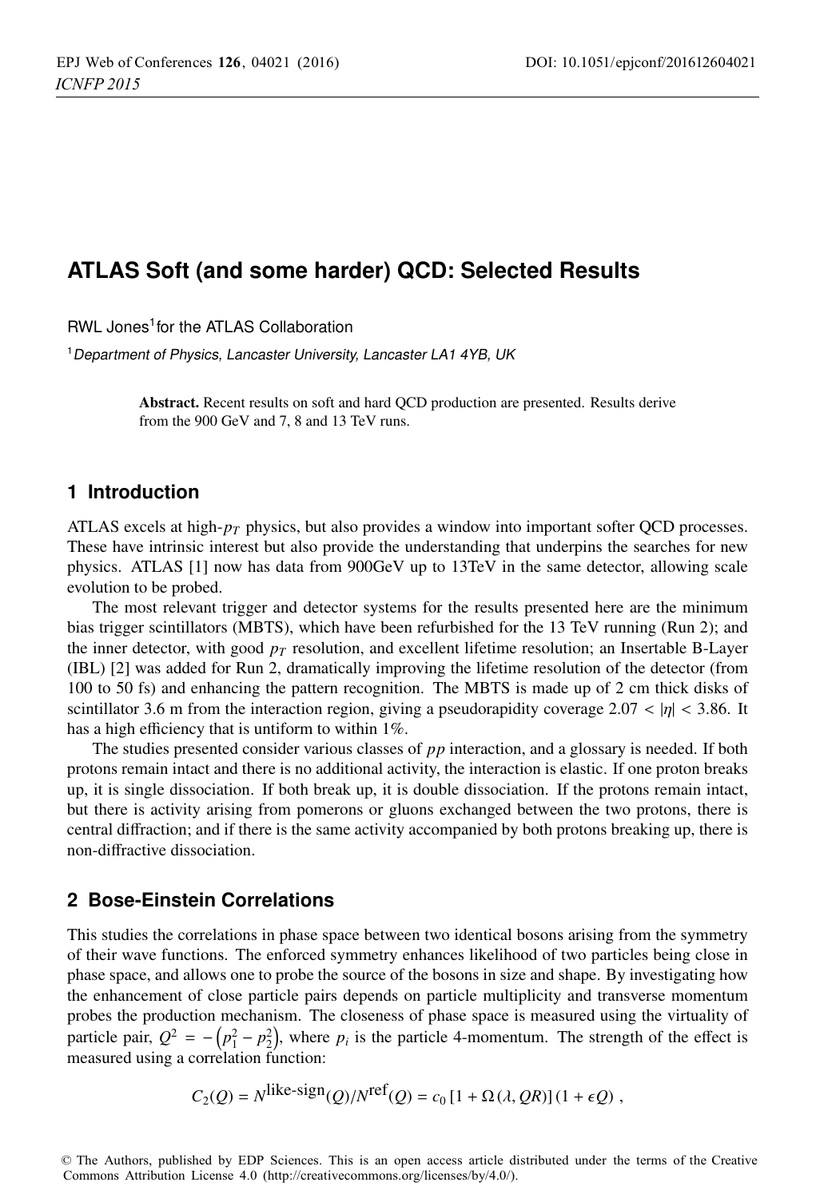# ATLAS Soft (and some harder) QCD: Selected Results

RWL Jones[1] for the ATLAS Collaboration

[1] *Department of Physics, Lancaster University, Lancaster LA1 4YB, UK*

**Abstract.** Recent results on soft and hard QCD production are presented. Results derive from the 900 GeV and 7, 8 and 13 TeV runs.

## 1 Introduction

ATLAS excels at high-$p_T$ physics, but also provides a window into important softer QCD processes. These have intrinsic interest but also provide the understanding that underpins the searches for new physics. ATLAS [1] now has data from 900GeV up to 13TeV in the same detector, allowing scale evolution to be probed.

The most relevant trigger and detector systems for the results presented here are the minimum bias trigger scintillators (MBTS), which have been refurbished for the 13 TeV running (Run 2); and the inner detector, with good $p_T$ resolution, and excellent lifetime resolution; an Insertable B-Layer (IBL) [2] was added for Run 2, dramatically improving the lifetime resolution of the detector (from 100 to 50 fs) and enhancing the pattern recognition. The MBTS is made up of 2 cm thick disks of scintillator 3.6 m from the interaction region, giving a pseudorapidity coverage $2.07 < |\eta| < 3.86$. It has a high efficiency that is untiform to within 1%.

The studies presented consider various classes of $pp$ interaction, and a glossary is needed. If both protons remain intact and there is no additional activity, the interaction is elastic. If one proton breaks up, it is single dissociation. If both break up, it is double dissociation. If the protons remain intact, but there is activity arising from pomerons or gluons exchanged between the two protons, there is central diffraction; and if there is the same activity accompanied by both protons breaking up, there is non-diffractive dissociation.

## 2 Bose-Einstein Correlations

This studies the correlations in phase space between two identical bosons arising from the symmetry of their wave functions. The enforced symmetry enhances likelihood of two particles being close in phase space, and allows one to probe the source of the bosons in size and shape. By investigating how the enhancement of close particle pairs depends on particle multiplicity and transverse momentum probes the production mechanism. The closeness of phase space is measured using the virtuality of particle pair, $Q^2 = -\left(p_1^2 - p_2^2\right)$, where $p_i$ is the particle 4-momentum. The strength of the effect is measured using a correlation function:

$$C_2(Q) = N^{\text{like-sign}}(Q)/N^{\text{ref}}(Q) = c_0\,[1 + \Omega\,(\lambda, QR)]\,(1 + \epsilon Q)\ ,$$

© The Authors, published by EDP Sciences. This is an open access article distributed under the terms of the Creative Commons Attribution License 4.0 (http://creativecommons.org/licenses/by/4.0/).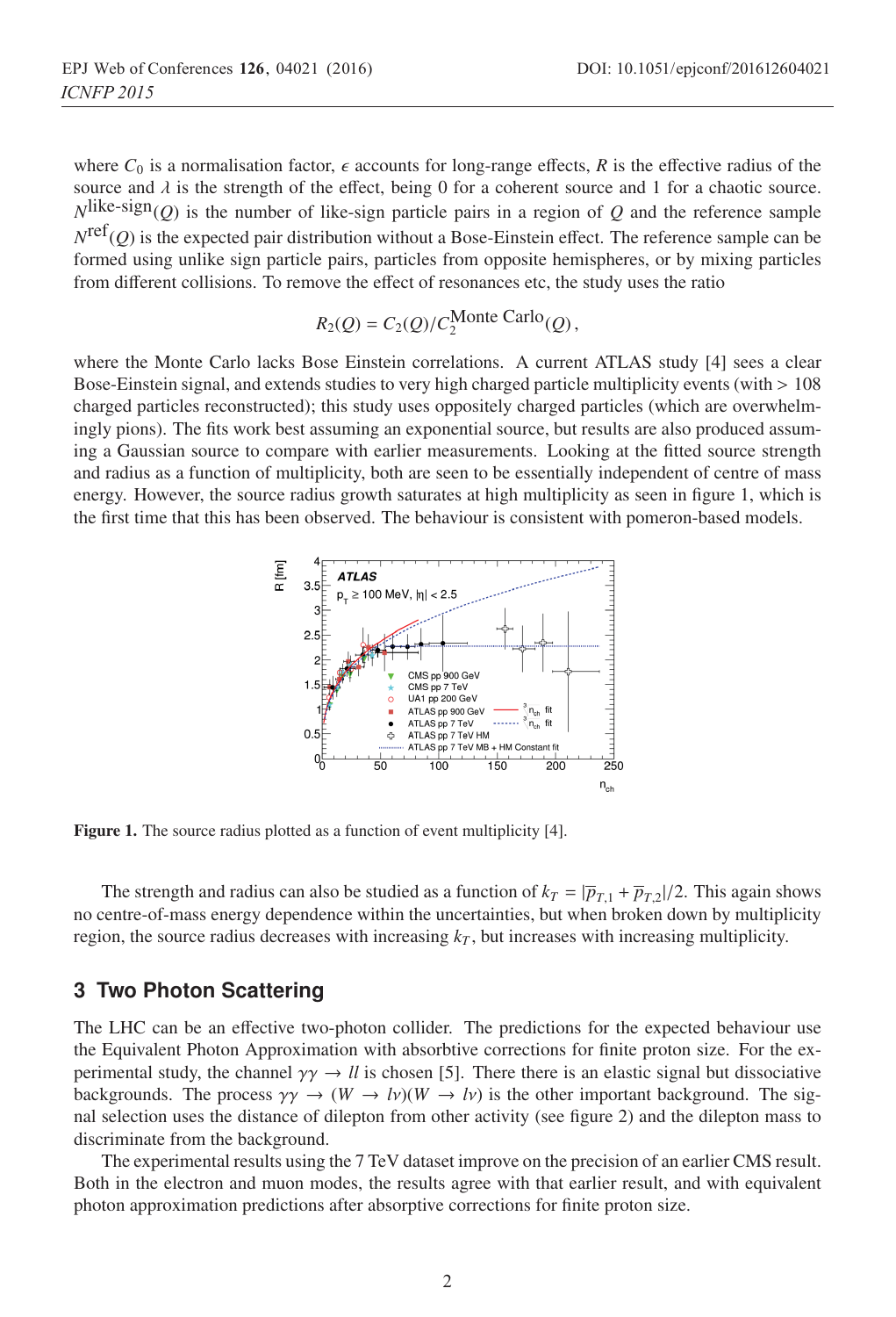where $C_0$ is a normalisation factor, $\epsilon$ accounts for long-range effects, $R$ is the effective radius of the source and $\lambda$ is the strength of the effect, being 0 for a coherent source and 1 for a chaotic source. $N^{\text{like-sign}}(Q)$ is the number of like-sign particle pairs in a region of $Q$ and the reference sample $N^{\text{ref}}(Q)$ is the expected pair distribution without a Bose-Einstein effect. The reference sample can be formed using unlike sign particle pairs, particles from opposite hemispheres, or by mixing particles from different collisions. To remove the effect of resonances etc, the study uses the ratio

$$R_2(Q) = C_2(Q)/C_2^{\text{Monte Carlo}}(Q),$$

where the Monte Carlo lacks Bose Einstein correlations. A current ATLAS study [4] sees a clear Bose-Einstein signal, and extends studies to very high charged particle multiplicity events (with > 108 charged particles reconstructed); this study uses oppositely charged particles (which are overwhelmingly pions). The fits work best assuming an exponential source, but results are also produced assuming a Gaussian source to compare with earlier measurements. Looking at the fitted source strength and radius as a function of multiplicity, both are seen to be essentially independent of centre of mass energy. However, the source radius growth saturates at high multiplicity as seen in figure 1, which is the first time that this has been observed. The behaviour is consistent with pomeron-based models.

**Figure 1.** The source radius plotted as a function of event multiplicity [4].

The strength and radius can also be studied as a function of $k_T = |\overline{p}_{T,1} + \overline{p}_{T,2}|/2$. This again shows no centre-of-mass energy dependence within the uncertainties, but when broken down by multiplicity region, the source radius decreases with increasing $k_T$, but increases with increasing multiplicity.

## 3 Two Photon Scattering

The LHC can be an effective two-photon collider. The predictions for the expected behaviour use the Equivalent Photon Approximation with absorbtive corrections for finite proton size. For the experimental study, the channel $\gamma\gamma \to ll$ is chosen [5]. There there is an elastic signal but dissociative backgrounds. The process $\gamma\gamma \to (W \to l\nu)(W \to l\nu)$ is the other important background. The signal selection uses the distance of dilepton from other activity (see figure 2) and the dilepton mass to discriminate from the background.

The experimental results using the 7 TeV dataset improve on the precision of an earlier CMS result. Both in the electron and muon modes, the results agree with that earlier result, and with equivalent photon approximation predictions after absorptive corrections for finite proton size.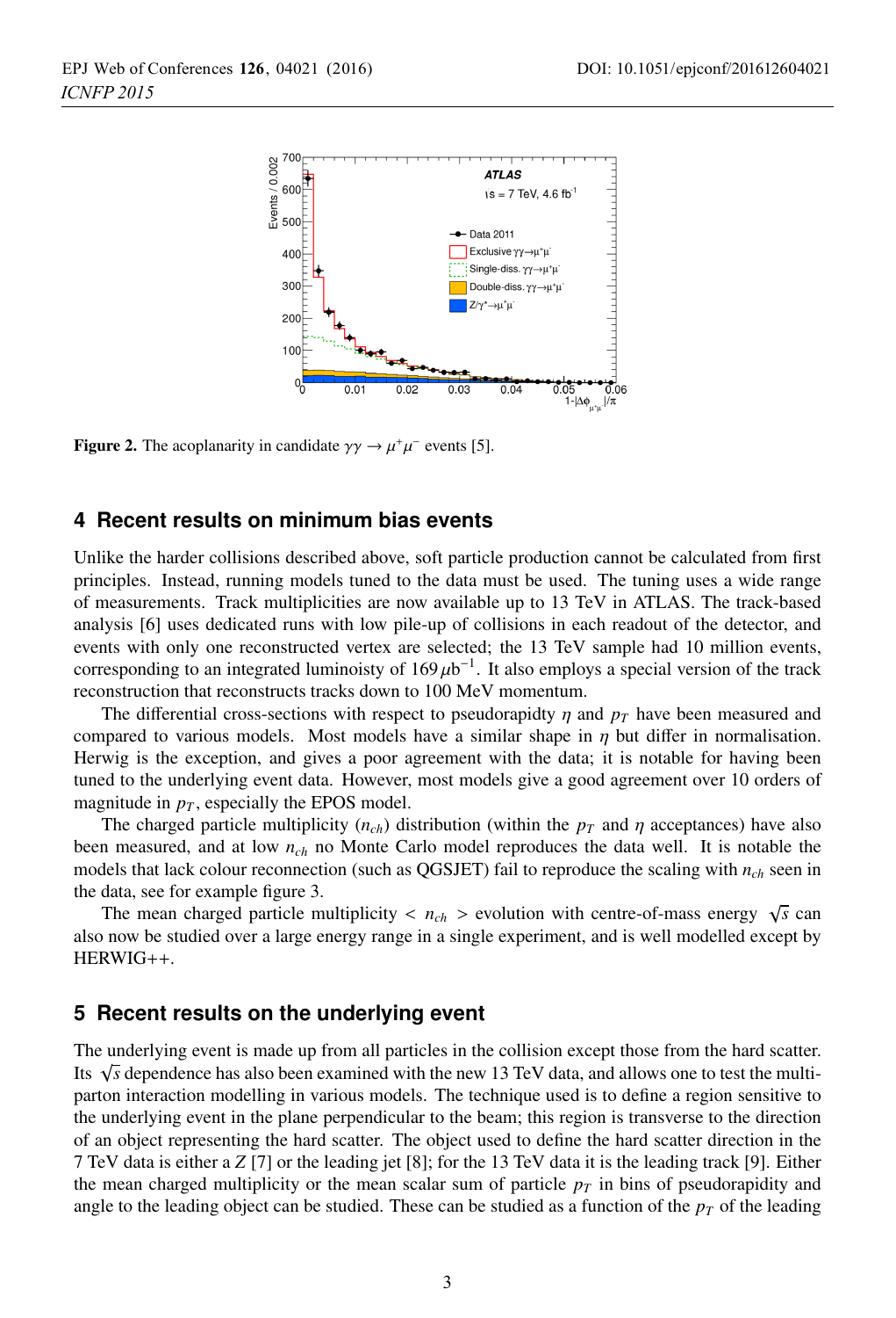**Figure 2.** The acoplanarity in candidate $\gamma\gamma \rightarrow \mu^+\mu^-$ events [5].

## 4 Recent results on minimum bias events

Unlike the harder collisions described above, soft particle production cannot be calculated from first principles. Instead, running models tuned to the data must be used. The tuning uses a wide range of measurements. Track multiplicities are now available up to 13 TeV in ATLAS. The track-based analysis [6] uses dedicated runs with low pile-up of collisions in each readout of the detector, and events with only one reconstructed vertex are selected; the 13 TeV sample had 10 million events, corresponding to an integrated luminoisty of $169\,\mu\text{b}^{-1}$. It also employs a special version of the track reconstruction that reconstructs tracks down to 100 MeV momentum.

The differential cross-sections with respect to pseudorapidty $\eta$ and $p_T$ have been measured and compared to various models. Most models have a similar shape in $\eta$ but differ in normalisation. Herwig is the exception, and gives a poor agreement with the data; it is notable for having been tuned to the underlying event data. However, most models give a good agreement over 10 orders of magnitude in $p_T$, especially the EPOS model.

The charged particle multiplicity ($n_{ch}$) distribution (within the $p_T$ and $\eta$ acceptances) have also been measured, and at low $n_{ch}$ no Monte Carlo model reproduces the data well. It is notable the models that lack colour reconnection (such as QGSJET) fail to reproduce the scaling with $n_{ch}$ seen in the data, see for example figure 3.

The mean charged particle multiplicity $< n_{ch} >$ evolution with centre-of-mass energy $\sqrt{s}$ can also now be studied over a large energy range in a single experiment, and is well modelled except by HERWIG++.

## 5 Recent results on the underlying event

The underlying event is made up from all particles in the collision except those from the hard scatter. Its $\sqrt{s}$ dependence has also been examined with the new 13 TeV data, and allows one to test the multi-parton interaction modelling in various models. The technique used is to define a region sensitive to the underlying event in the plane perpendicular to the beam; this region is transverse to the direction of an object representing the hard scatter. The object used to define the hard scatter direction in the 7 TeV data is either a $Z$ [7] or the leading jet [8]; for the 13 TeV data it is the leading track [9]. Either the mean charged multiplicity or the mean scalar sum of particle $p_T$ in bins of pseudorapidity and angle to the leading object can be studied. These can be studied as a function of the $p_T$ of the leading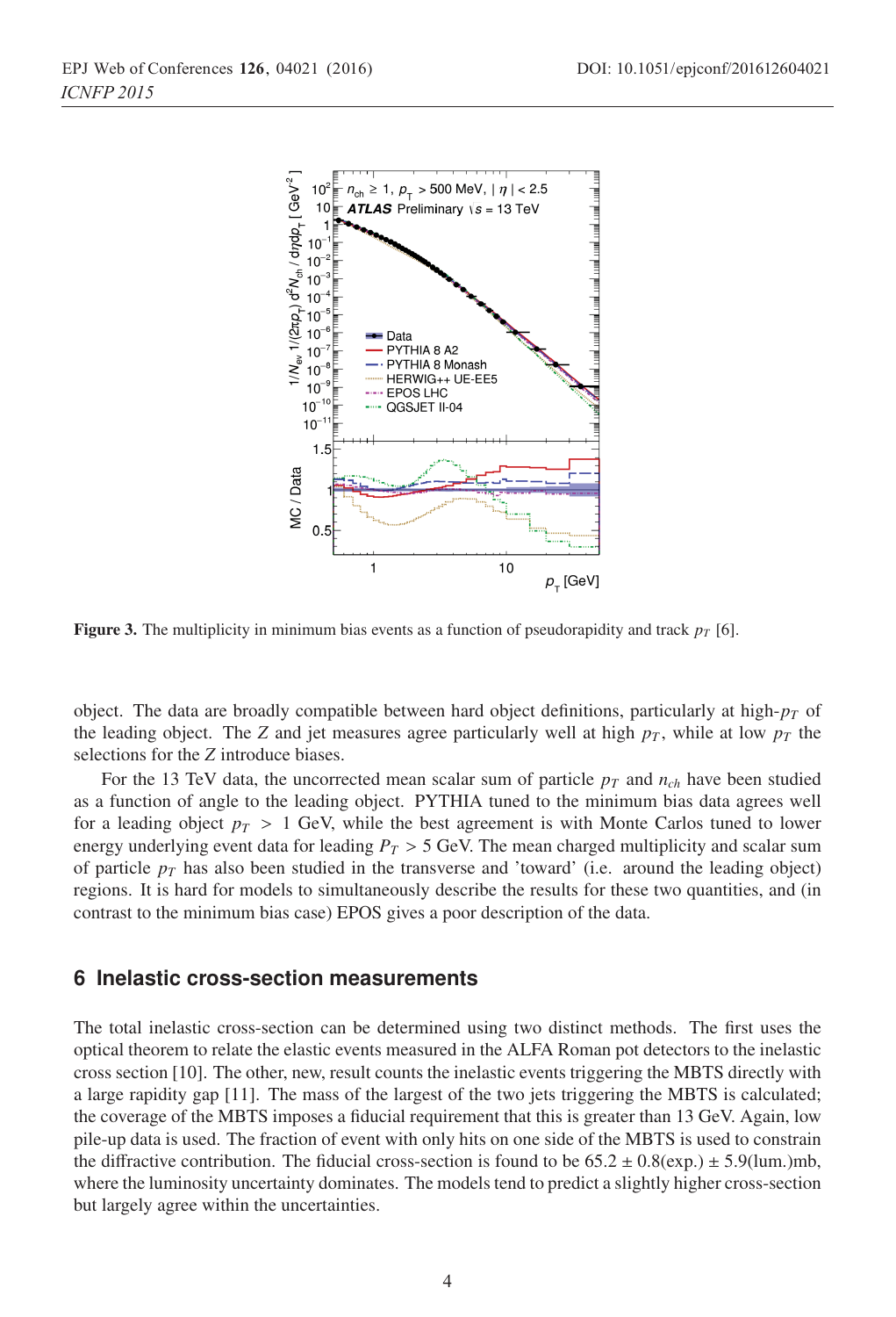**Figure 3.** The multiplicity in minimum bias events as a function of pseudorapidity and track $p_T$ [6].

object. The data are broadly compatible between hard object definitions, particularly at high-$p_T$ of the leading object. The $Z$ and jet measures agree particularly well at high $p_T$, while at low $p_T$ the selections for the $Z$ introduce biases.

For the 13 TeV data, the uncorrected mean scalar sum of particle $p_T$ and $n_{ch}$ have been studied as a function of angle to the leading object. PYTHIA tuned to the minimum bias data agrees well for a leading object $p_T > 1$ GeV, while the best agreement is with Monte Carlos tuned to lower energy underlying event data for leading $P_T > 5$ GeV. The mean charged multiplicity and scalar sum of particle $p_T$ has also been studied in the transverse and 'toward' (i.e. around the leading object) regions. It is hard for models to simultaneously describe the results for these two quantities, and (in contrast to the minimum bias case) EPOS gives a poor description of the data.

## 6 Inelastic cross-section measurements

The total inelastic cross-section can be determined using two distinct methods. The first uses the optical theorem to relate the elastic events measured in the ALFA Roman pot detectors to the inelastic cross section [10]. The other, new, result counts the inelastic events triggering the MBTS directly with a large rapidity gap [11]. The mass of the largest of the two jets triggering the MBTS is calculated; the coverage of the MBTS imposes a fiducial requirement that this is greater than 13 GeV. Again, low pile-up data is used. The fraction of event with only hits on one side of the MBTS is used to constrain the diffractive contribution. The fiducial cross-section is found to be $65.2 \pm 0.8(\text{exp.}) \pm 5.9(\text{lum.})$mb, where the luminosity uncertainty dominates. The models tend to predict a slightly higher cross-section but largely agree within the uncertainties.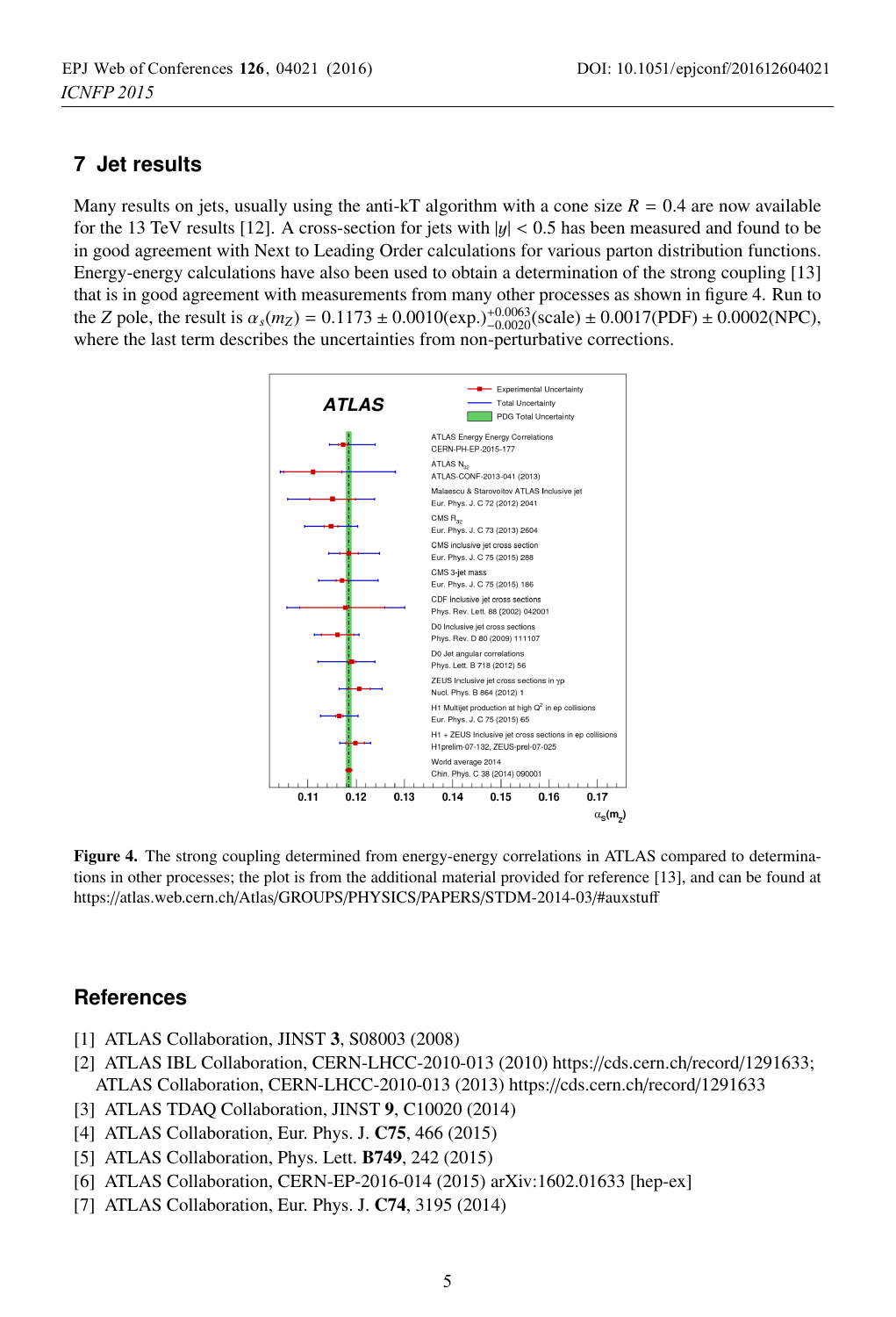## 7 Jet results

Many results on jets, usually using the anti-kT algorithm with a cone size $R = 0.4$ are now available for the 13 TeV results [12]. A cross-section for jets with $|y| < 0.5$ has been measured and found to be in good agreement with Next to Leading Order calculations for various parton distribution functions. Energy-energy calculations have also been used to obtain a determination of the strong coupling [13] that is in good agreement with measurements from many other processes as shown in figure 4. Run to the $Z$ pole, the result is $\alpha_s(m_Z) = 0.1173 \pm 0.0010(\text{exp.})^{+0.0063}_{-0.0020}(\text{scale}) \pm 0.0017(\text{PDF}) \pm 0.0002(\text{NPC})$, where the last term describes the uncertainties from non-perturbative corrections.

**Figure 4.** The strong coupling determined from energy-energy correlations in ATLAS compared to determinations in other processes; the plot is from the additional material provided for reference [13], and can be found at https://atlas.web.cern.ch/Atlas/GROUPS/PHYSICS/PAPERS/STDM-2014-03/#auxstuff

## References

[1] ATLAS Collaboration, JINST **3**, S08003 (2008)

[2] ATLAS IBL Collaboration, CERN-LHCC-2010-013 (2010) https://cds.cern.ch/record/1291633; ATLAS Collaboration, CERN-LHCC-2010-013 (2013) https://cds.cern.ch/record/1291633

[3] ATLAS TDAQ Collaboration, JINST **9**, C10020 (2014)

[4] ATLAS Collaboration, Eur. Phys. J. **C75**, 466 (2015)

[5] ATLAS Collaboration, Phys. Lett. **B749**, 242 (2015)

[6] ATLAS Collaboration, CERN-EP-2016-014 (2015) arXiv:1602.01633 [hep-ex]

[7] ATLAS Collaboration, Eur. Phys. J. **C74**, 3195 (2014)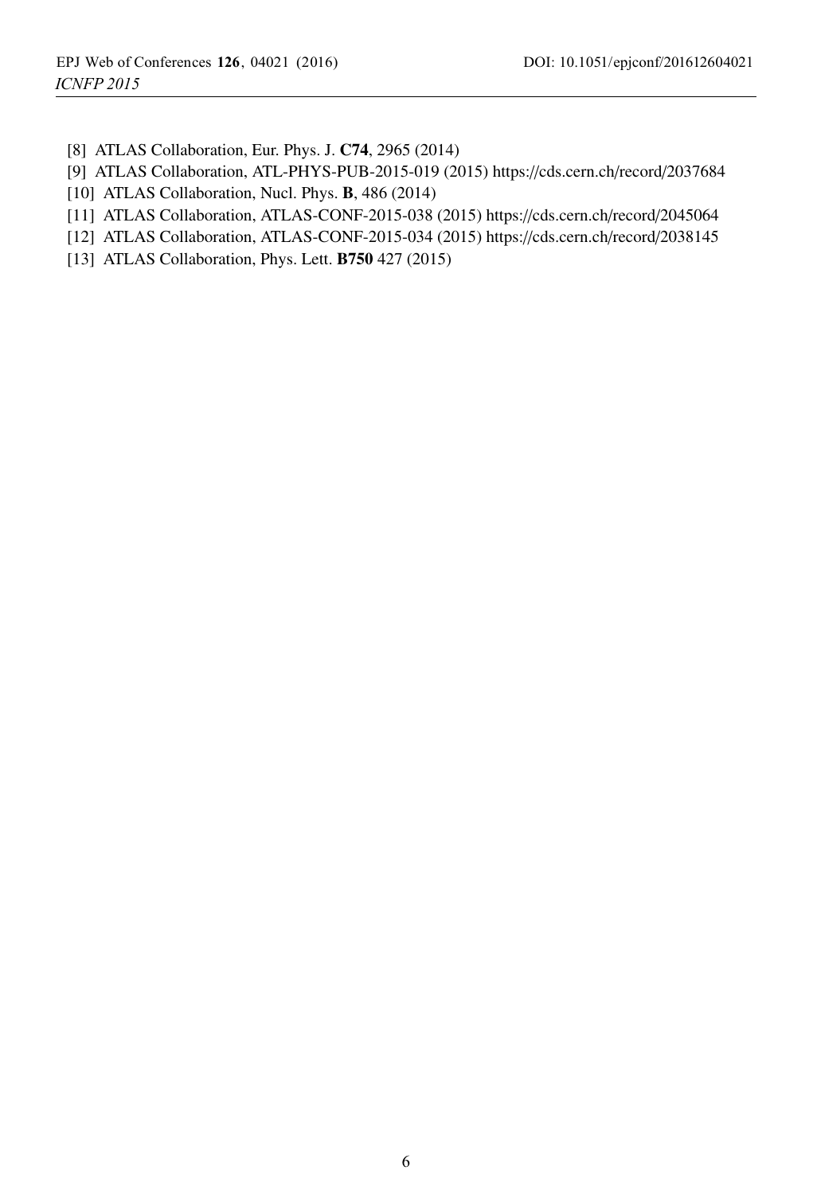[8] ATLAS Collaboration, Eur. Phys. J. **C74**, 2965 (2014)

[9] ATLAS Collaboration, ATL-PHYS-PUB-2015-019 (2015) https://cds.cern.ch/record/2037684

[10] ATLAS Collaboration, Nucl. Phys. **B**, 486 (2014)

[11] ATLAS Collaboration, ATLAS-CONF-2015-038 (2015) https://cds.cern.ch/record/2045064

[12] ATLAS Collaboration, ATLAS-CONF-2015-034 (2015) https://cds.cern.ch/record/2038145

[13] ATLAS Collaboration, Phys. Lett. **B750** 427 (2015)